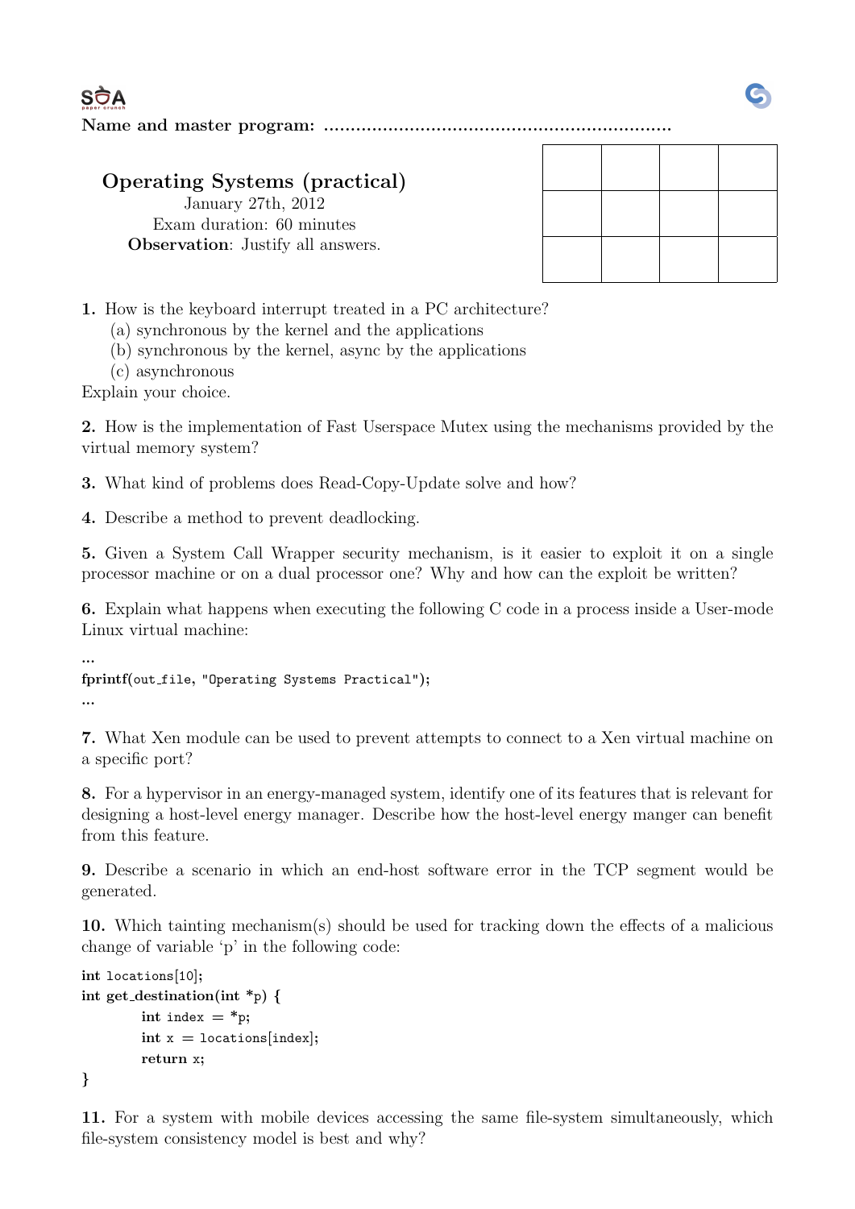Name and master program: ................................................................

# Operating Systems (practical)

January 27th, 2012

Exam duration: 60 minutes

**Observation**: Justify all answers.

| | | | |
|---|---|---|---|
| | | | |
| | | | |
| | | | |

**1.** How is the keyboard interrupt treated in a PC architecture?
   (a) synchronous by the kernel and the applications
   (b) synchronous by the kernel, async by the applications
   (c) asynchronous
Explain your choice.

**2.** How is the implementation of Fast Userspace Mutex using the mechanisms provided by the virtual memory system?

**3.** What kind of problems does Read-Copy-Update solve and how?

**4.** Describe a method to prevent deadlocking.

**5.** Given a System Call Wrapper security mechanism, is it easier to exploit it on a single processor machine or on a dual processor one? Why and how can the exploit be written?

**6.** Explain what happens when executing the following C code in a process inside a User-mode Linux virtual machine:

```
...
fprintf(out_file, "Operating Systems Practical");
...
```

**7.** What Xen module can be used to prevent attempts to connect to a Xen virtual machine on a specific port?

**8.** For a hypervisor in an energy-managed system, identify one of its features that is relevant for designing a host-level energy manager. Describe how the host-level energy manger can benefit from this feature.

**9.** Describe a scenario in which an end-host software error in the TCP segment would be generated.

**10.** Which tainting mechanism(s) should be used for tracking down the effects of a malicious change of variable 'p' in the following code:

```
int locations[10];
int get_destination(int *p) {
        int index = *p;
        int x = locations[index];
        return x;
}
```

**11.** For a system with mobile devices accessing the same file-system simultaneously, which file-system consistency model is best and why?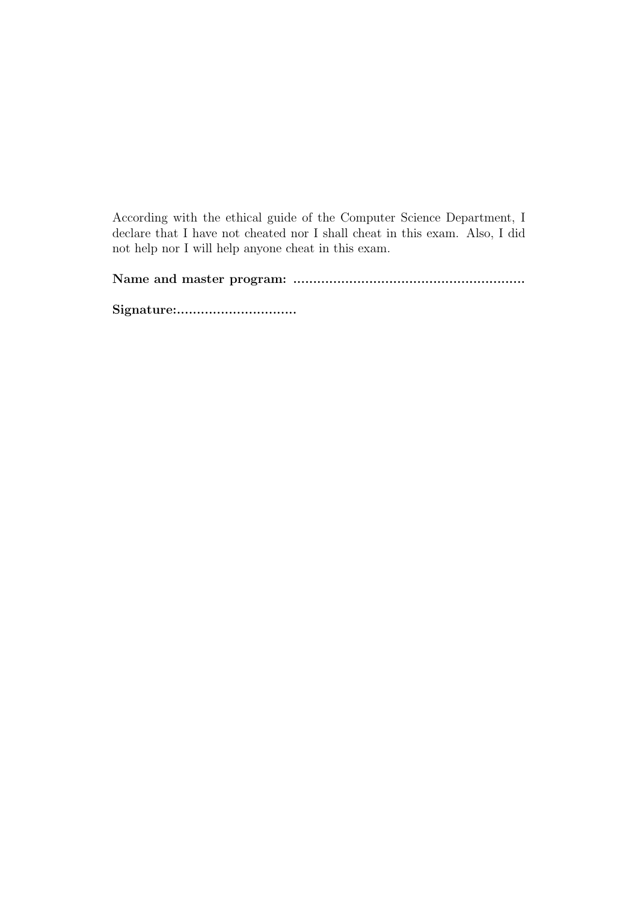According with the ethical guide of the Computer Science Department, I declare that I have not cheated nor I shall cheat in this exam. Also, I did not help nor I will help anyone cheat in this exam.

**Name and master program: ..........................................................**

**Signature:..............................**